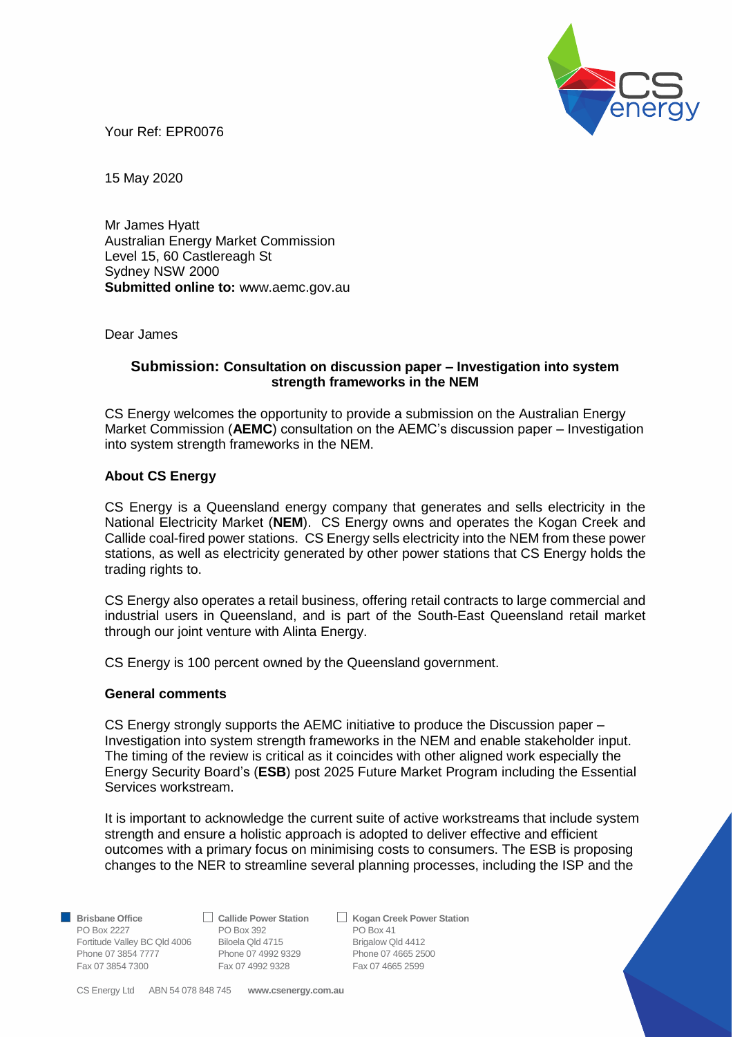Your Ref: EPR0076

15 May 2020

Mr James Hyatt
Australian Energy Market Commission
Level 15, 60 Castlereagh St
Sydney NSW 2000
**Submitted online to:** www.aemc.gov.au

Dear James

**Submission: Consultation on discussion paper – Investigation into system strength frameworks in the NEM**

CS Energy welcomes the opportunity to provide a submission on the Australian Energy Market Commission (**AEMC**) consultation on the AEMC's discussion paper – Investigation into system strength frameworks in the NEM.

**About CS Energy**

CS Energy is a Queensland energy company that generates and sells electricity in the National Electricity Market (**NEM**). CS Energy owns and operates the Kogan Creek and Callide coal-fired power stations. CS Energy sells electricity into the NEM from these power stations, as well as electricity generated by other power stations that CS Energy holds the trading rights to.

CS Energy also operates a retail business, offering retail contracts to large commercial and industrial users in Queensland, and is part of the South-East Queensland retail market through our joint venture with Alinta Energy.

CS Energy is 100 percent owned by the Queensland government.

**General comments**

CS Energy strongly supports the AEMC initiative to produce the Discussion paper – Investigation into system strength frameworks in the NEM and enable stakeholder input. The timing of the review is critical as it coincides with other aligned work especially the Energy Security Board's (**ESB**) post 2025 Future Market Program including the Essential Services workstream.

It is important to acknowledge the current suite of active workstreams that include system strength and ensure a holistic approach is adopted to deliver effective and efficient outcomes with a primary focus on minimising costs to consumers. The ESB is proposing changes to the NER to streamline several planning processes, including the ISP and the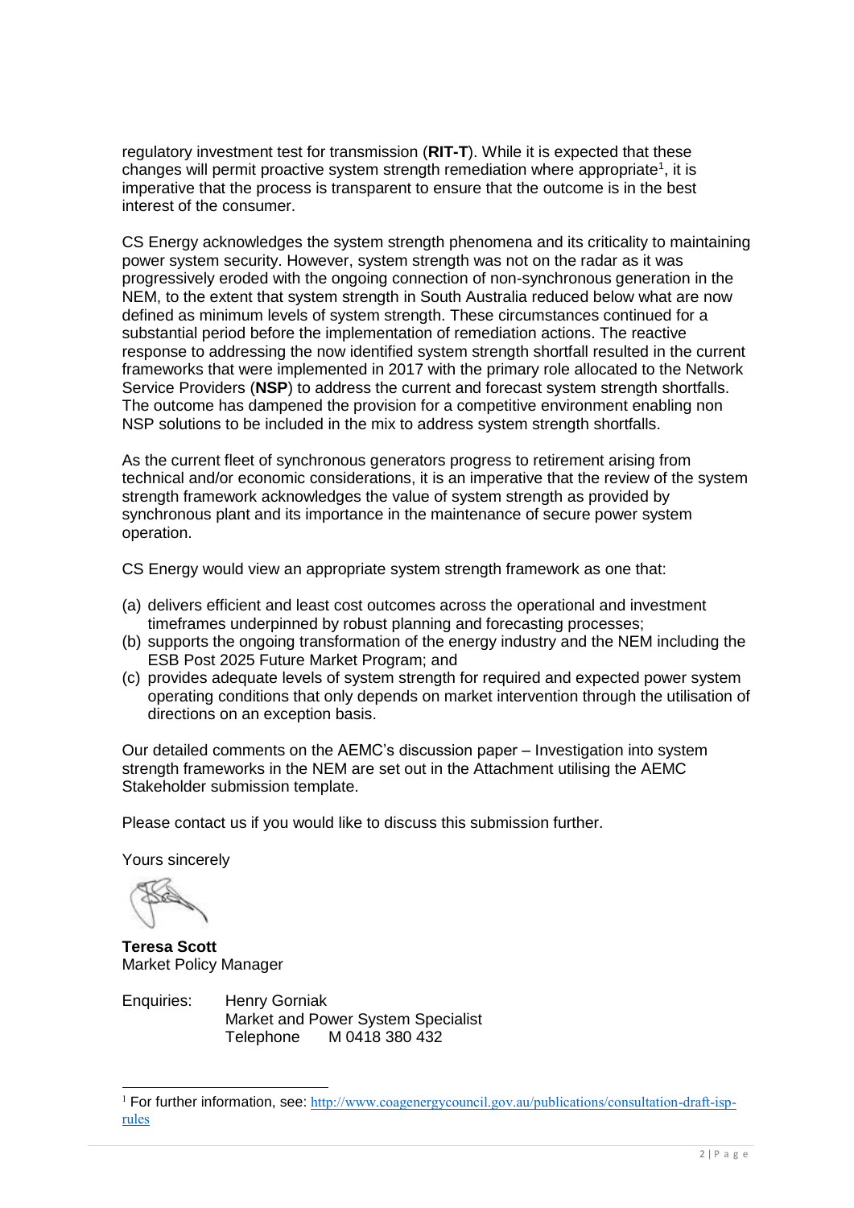regulatory investment test for transmission (**RIT-T**). While it is expected that these changes will permit proactive system strength remediation where appropriate[1], it is imperative that the process is transparent to ensure that the outcome is in the best interest of the consumer.

CS Energy acknowledges the system strength phenomena and its criticality to maintaining power system security. However, system strength was not on the radar as it was progressively eroded with the ongoing connection of non-synchronous generation in the NEM, to the extent that system strength in South Australia reduced below what are now defined as minimum levels of system strength. These circumstances continued for a substantial period before the implementation of remediation actions. The reactive response to addressing the now identified system strength shortfall resulted in the current frameworks that were implemented in 2017 with the primary role allocated to the Network Service Providers (**NSP**) to address the current and forecast system strength shortfalls. The outcome has dampened the provision for a competitive environment enabling non NSP solutions to be included in the mix to address system strength shortfalls.

As the current fleet of synchronous generators progress to retirement arising from technical and/or economic considerations, it is an imperative that the review of the system strength framework acknowledges the value of system strength as provided by synchronous plant and its importance in the maintenance of secure power system operation.

CS Energy would view an appropriate system strength framework as one that:

(a) delivers efficient and least cost outcomes across the operational and investment timeframes underpinned by robust planning and forecasting processes;
(b) supports the ongoing transformation of the energy industry and the NEM including the ESB Post 2025 Future Market Program; and
(c) provides adequate levels of system strength for required and expected power system operating conditions that only depends on market intervention through the utilisation of directions on an exception basis.

Our detailed comments on the AEMC's discussion paper – Investigation into system strength frameworks in the NEM are set out in the Attachment utilising the AEMC Stakeholder submission template.

Please contact us if you would like to discuss this submission further.

Yours sincerely

**Teresa Scott**
Market Policy Manager

Enquiries: Henry Gorniak
Market and Power System Specialist
Telephone M 0418 380 432

[1] For further information, see: [http://www.coagenergycouncil.gov.au/publications/consultation-draft-isp-rules](http://www.coagenergycouncil.gov.au/publications/consultation-draft-isp-rules)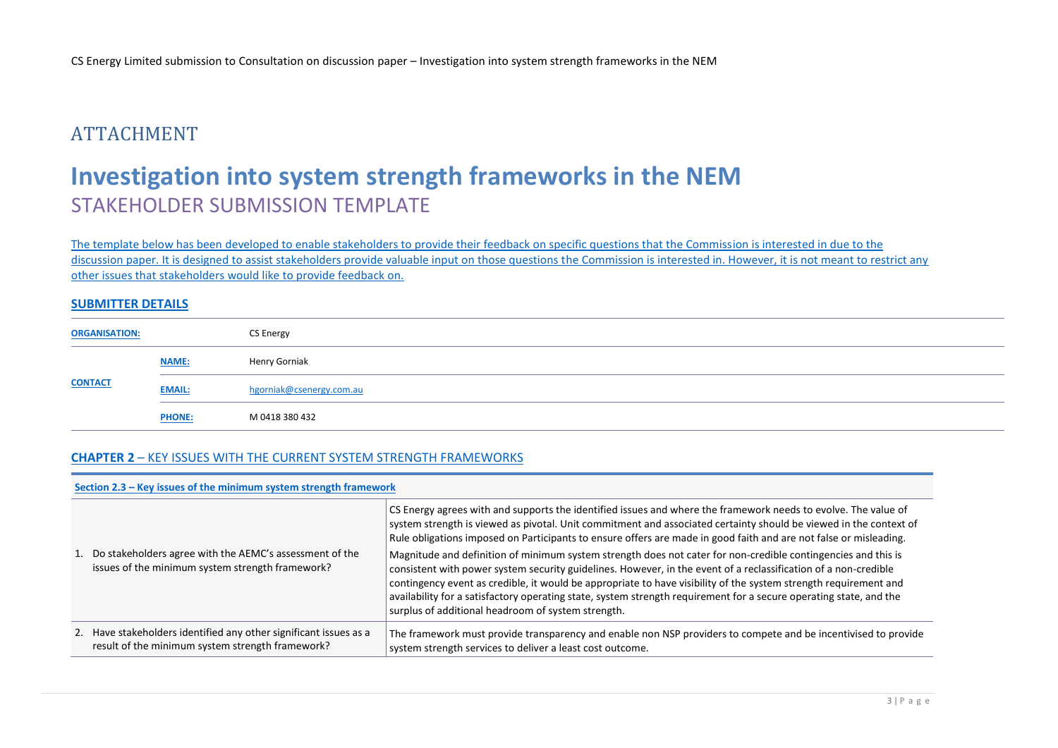# ATTACHMENT

# Investigation into system strength frameworks in the NEM

## STAKEHOLDER SUBMISSION TEMPLATE

The template below has been developed to enable stakeholders to provide their feedback on specific questions that the Commission is interested in due to the discussion paper. It is designed to assist stakeholders provide valuable input on those questions the Commission is interested in. However, it is not meant to restrict any other issues that stakeholders would like to provide feedback on.

### SUBMITTER DETAILS

| | | |
|---|---|---|
| **ORGANISATION:** | | CS Energy |
| **CONTACT** | **NAME:** | Henry Gorniak |
| | **EMAIL:** | hgorniak@csenergy.com.au |
| | **PHONE:** | M 0418 380 432 |

### CHAPTER 2 – KEY ISSUES WITH THE CURRENT SYSTEM STRENGTH FRAMEWORKS

| Section 2.3 – Key issues of the minimum system strength framework | |
|---|---|
| 1. Do stakeholders agree with the AEMC's assessment of the issues of the minimum system strength framework? | CS Energy agrees with and supports the identified issues and where the framework needs to evolve. The value of system strength is viewed as pivotal. Unit commitment and associated certainty should be viewed in the context of Rule obligations imposed on Participants to ensure offers are made in good faith and are not false or misleading.<br><br>Magnitude and definition of minimum system strength does not cater for non-credible contingencies and this is consistent with power system security guidelines. However, in the event of a reclassification of a non-credible contingency event as credible, it would be appropriate to have visibility of the system strength requirement and availability for a satisfactory operating state, system strength requirement for a secure operating state, and the surplus of additional headroom of system strength. |
| 2. Have stakeholders identified any other significant issues as a result of the minimum system strength framework? | The framework must provide transparency and enable non NSP providers to compete and be incentivised to provide system strength services to deliver a least cost outcome. |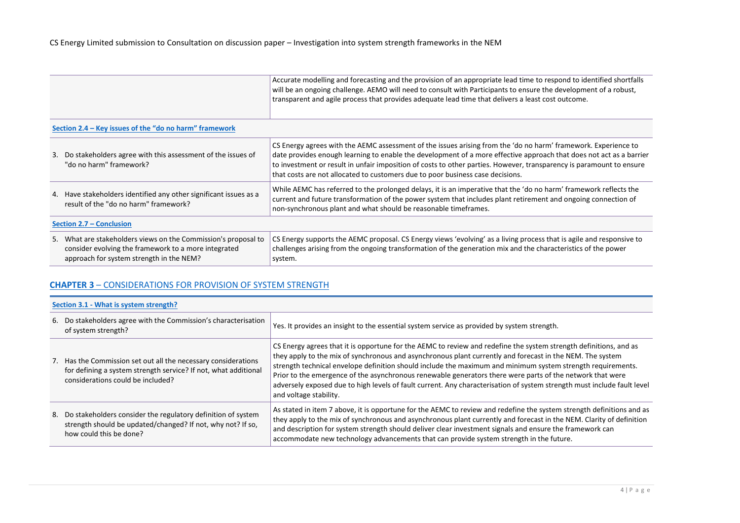| | |
|---|---|
| | Accurate modelling and forecasting and the provision of an appropriate lead time to respond to identified shortfalls will be an ongoing challenge. AEMO will need to consult with Participants to ensure the development of a robust, transparent and agile process that provides adequate lead time that delivers a least cost outcome. |
| **Section 2.4 – Key issues of the "do no harm" framework** | |
| 3. Do stakeholders agree with this assessment of the issues of "do no harm" framework? | CS Energy agrees with the AEMC assessment of the issues arising from the 'do no harm' framework. Experience to date provides enough learning to enable the development of a more effective approach that does not act as a barrier to investment or result in unfair imposition of costs to other parties. However, transparency is paramount to ensure that costs are not allocated to customers due to poor business case decisions. |
| 4. Have stakeholders identified any other significant issues as a result of the "do no harm" framework? | While AEMC has referred to the prolonged delays, it is an imperative that the 'do no harm' framework reflects the current and future transformation of the power system that includes plant retirement and ongoing connection of non-synchronous plant and what should be reasonable timeframes. |
| **Section 2.7 – Conclusion** | |
| 5. What are stakeholders views on the Commission's proposal to consider evolving the framework to a more integrated approach for system strength in the NEM? | CS Energy supports the AEMC proposal. CS Energy views 'evolving' as a living process that is agile and responsive to challenges arising from the ongoing transformation of the generation mix and the characteristics of the power system. |

## CHAPTER 3 – CONSIDERATIONS FOR PROVISION OF SYSTEM STRENGTH

| | |
|---|---|
| **Section 3.1 - What is system strength?** | |
| 6. Do stakeholders agree with the Commission's characterisation of system strength? | Yes. It provides an insight to the essential system service as provided by system strength. |
| 7. Has the Commission set out all the necessary considerations for defining a system strength service? If not, what additional considerations could be included? | CS Energy agrees that it is opportune for the AEMC to review and redefine the system strength definitions, and as they apply to the mix of synchronous and asynchronous plant currently and forecast in the NEM. The system strength technical envelope definition should include the maximum and minimum system strength requirements. Prior to the emergence of the asynchronous renewable generators there were parts of the network that were adversely exposed due to high levels of fault current. Any characterisation of system strength must include fault level and voltage stability. |
| 8. Do stakeholders consider the regulatory definition of system strength should be updated/changed? If not, why not? If so, how could this be done? | As stated in item 7 above, it is opportune for the AEMC to review and redefine the system strength definitions and as they apply to the mix of synchronous and asynchronous plant currently and forecast in the NEM. Clarity of definition and description for system strength should deliver clear investment signals and ensure the framework can accommodate new technology advancements that can provide system strength in the future. |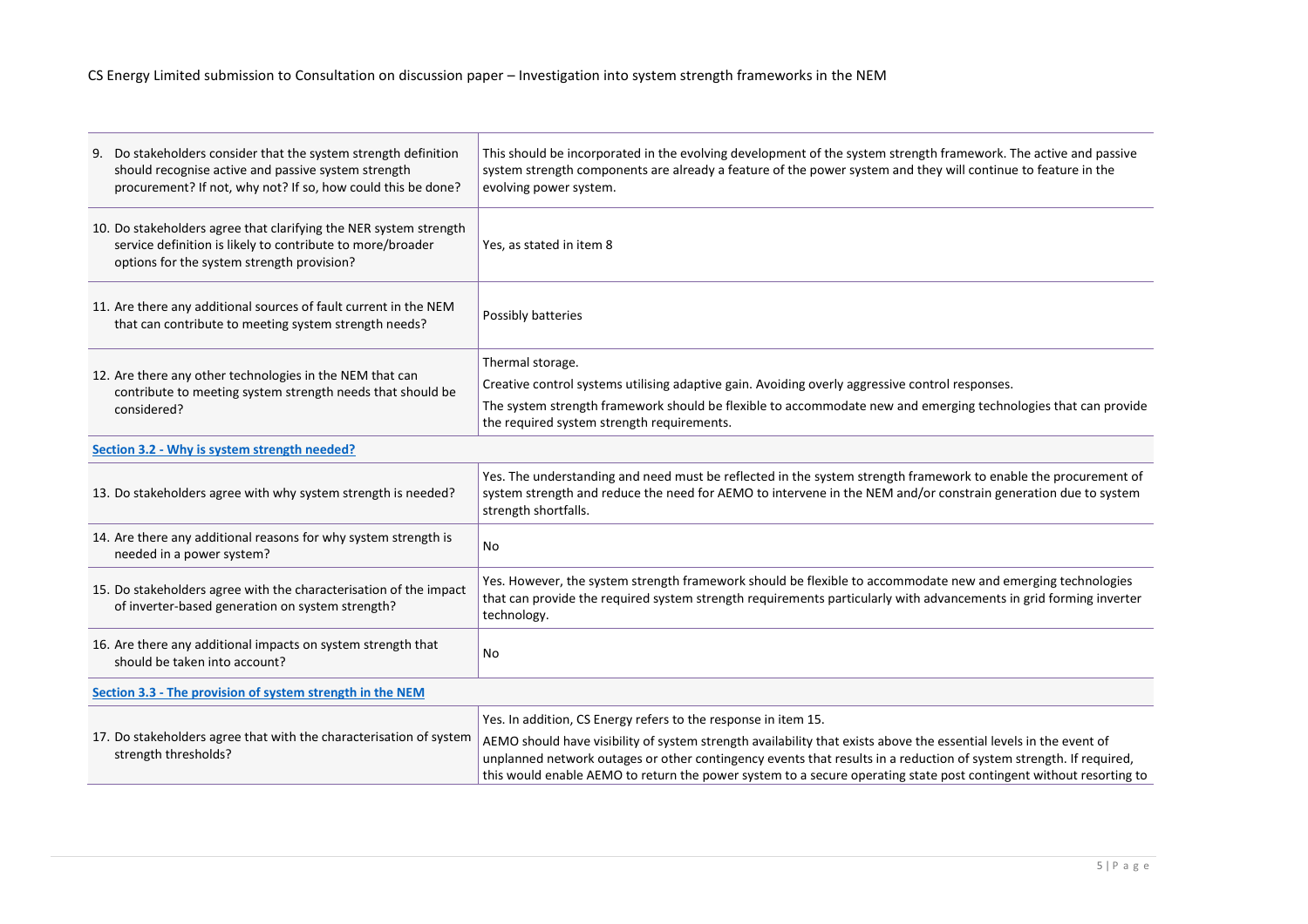| | |
|---|---|
| 9. Do stakeholders consider that the system strength definition should recognise active and passive system strength procurement? If not, why not? If so, how could this be done? | This should be incorporated in the evolving development of the system strength framework. The active and passive system strength components are already a feature of the power system and they will continue to feature in the evolving power system. |
| 10. Do stakeholders agree that clarifying the NER system strength service definition is likely to contribute to more/broader options for the system strength provision? | Yes, as stated in item 8 |
| 11. Are there any additional sources of fault current in the NEM that can contribute to meeting system strength needs? | Possibly batteries |
| 12. Are there any other technologies in the NEM that can contribute to meeting system strength needs that should be considered? | Thermal storage.<br>Creative control systems utilising adaptive gain. Avoiding overly aggressive control responses.<br>The system strength framework should be flexible to accommodate new and emerging technologies that can provide the required system strength requirements. |
| **Section 3.2 - Why is system strength needed?** | |
| 13. Do stakeholders agree with why system strength is needed? | Yes. The understanding and need must be reflected in the system strength framework to enable the procurement of system strength and reduce the need for AEMO to intervene in the NEM and/or constrain generation due to system strength shortfalls. |
| 14. Are there any additional reasons for why system strength is needed in a power system? | No |
| 15. Do stakeholders agree with the characterisation of the impact of inverter-based generation on system strength? | Yes. However, the system strength framework should be flexible to accommodate new and emerging technologies that can provide the required system strength requirements particularly with advancements in grid forming inverter technology. |
| 16. Are there any additional impacts on system strength that should be taken into account? | No |
| **Section 3.3 - The provision of system strength in the NEM** | |
| 17. Do stakeholders agree that with the characterisation of system strength thresholds? | Yes. In addition, CS Energy refers to the response in item 15.<br>AEMO should have visibility of system strength availability that exists above the essential levels in the event of unplanned network outages or other contingency events that results in a reduction of system strength. If required, this would enable AEMO to return the power system to a secure operating state post contingent without resorting to |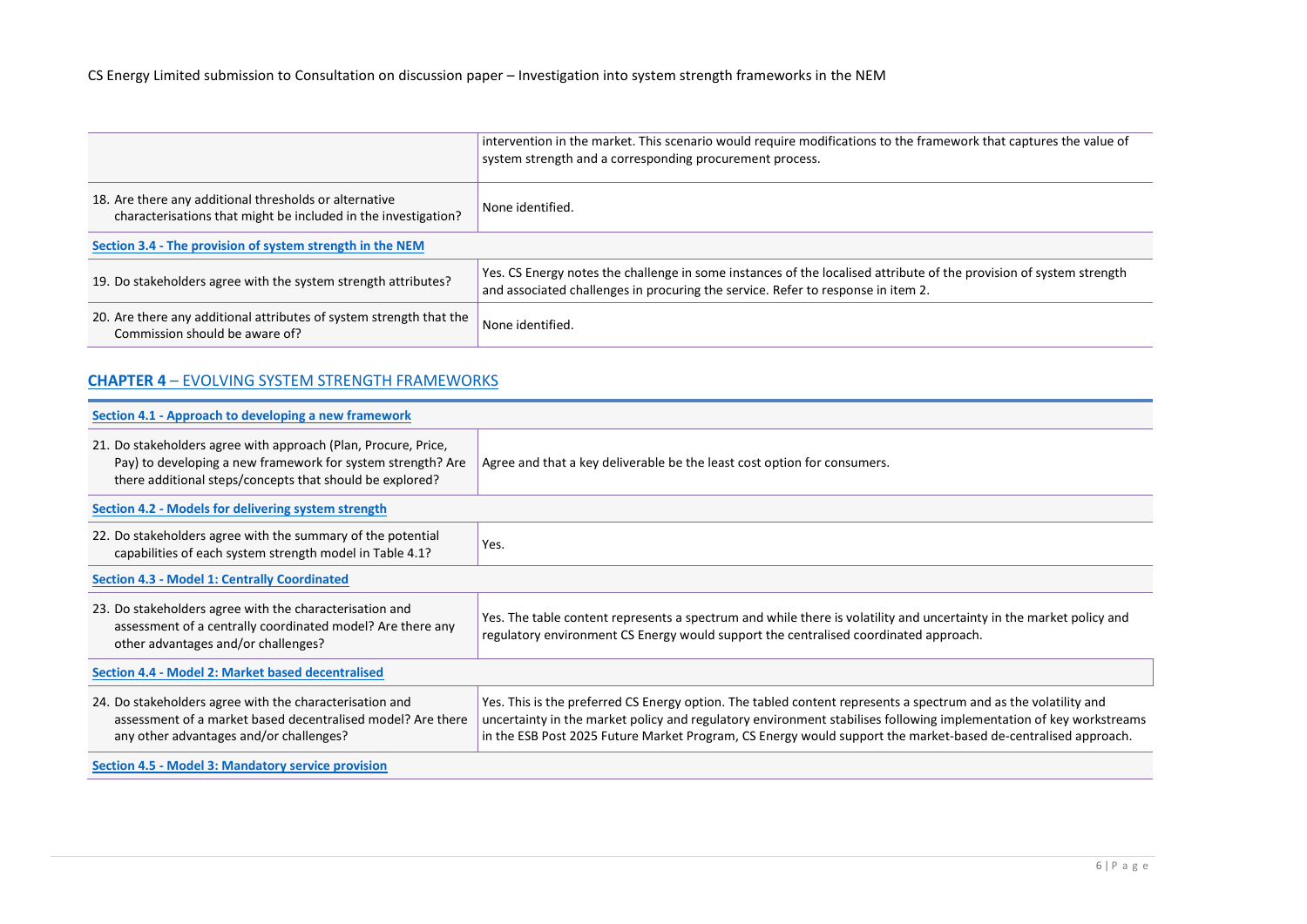| | |
|---|---|
| | intervention in the market. This scenario would require modifications to the framework that captures the value of system strength and a corresponding procurement process. |
| 18. Are there any additional thresholds or alternative characterisations that might be included in the investigation? | None identified. |
| **Section 3.4 - The provision of system strength in the NEM** | |
| 19. Do stakeholders agree with the system strength attributes? | Yes. CS Energy notes the challenge in some instances of the localised attribute of the provision of system strength and associated challenges in procuring the service. Refer to response in item 2. |
| 20. Are there any additional attributes of system strength that the Commission should be aware of? | None identified. |

## CHAPTER 4 – EVOLVING SYSTEM STRENGTH FRAMEWORKS

| | |
|---|---|
| **Section 4.1 - Approach to developing a new framework** | |
| 21. Do stakeholders agree with approach (Plan, Procure, Price, Pay) to developing a new framework for system strength? Are there additional steps/concepts that should be explored? | Agree and that a key deliverable be the least cost option for consumers. |
| **Section 4.2 - Models for delivering system strength** | |
| 22. Do stakeholders agree with the summary of the potential capabilities of each system strength model in Table 4.1? | Yes. |
| **Section 4.3 - Model 1: Centrally Coordinated** | |
| 23. Do stakeholders agree with the characterisation and assessment of a centrally coordinated model? Are there any other advantages and/or challenges? | Yes. The table content represents a spectrum and while there is volatility and uncertainty in the market policy and regulatory environment CS Energy would support the centralised coordinated approach. |
| **Section 4.4 - Model 2: Market based decentralised** | |
| 24. Do stakeholders agree with the characterisation and assessment of a market based decentralised model? Are there any other advantages and/or challenges? | Yes. This is the preferred CS Energy option. The tabled content represents a spectrum and as the volatility and uncertainty in the market policy and regulatory environment stabilises following implementation of key workstreams in the ESB Post 2025 Future Market Program, CS Energy would support the market-based de-centralised approach. |
| **Section 4.5 - Model 3: Mandatory service provision** | |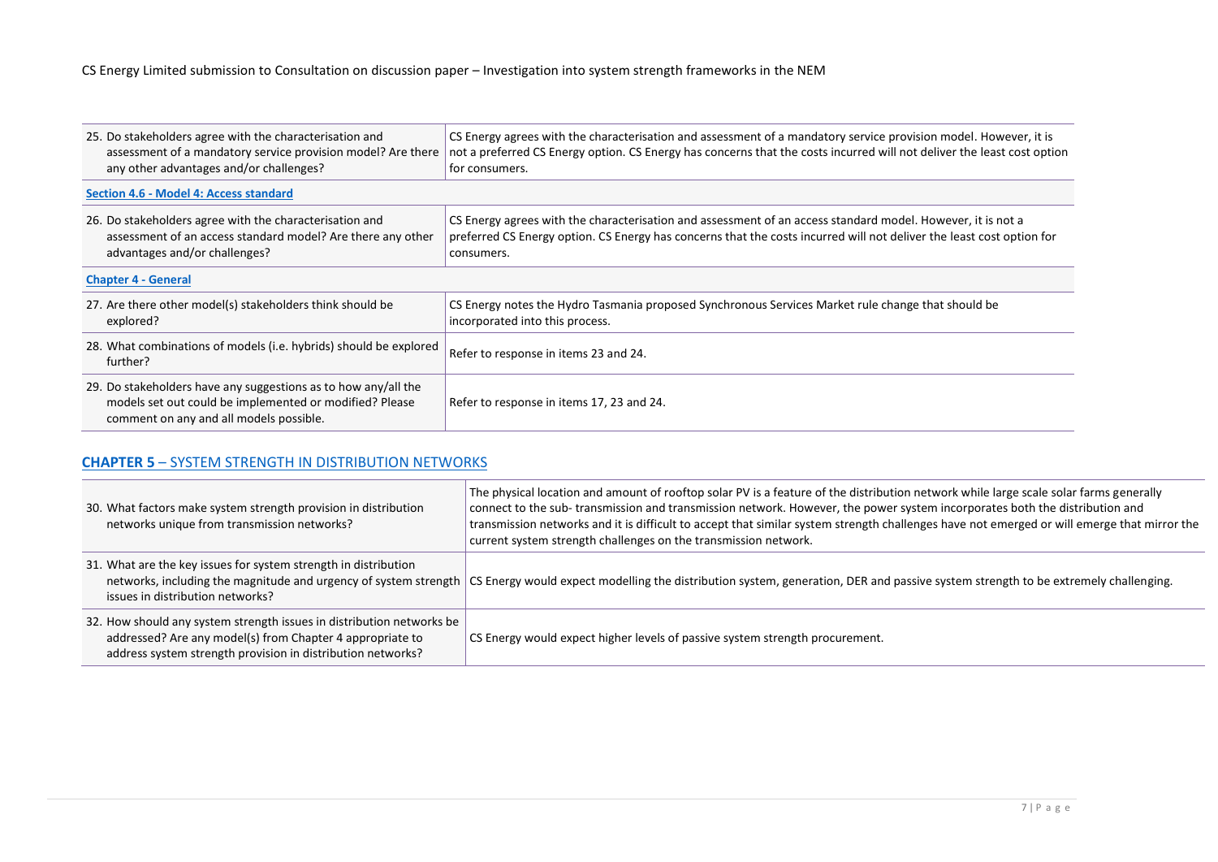| | |
|---|---|
| 25. Do stakeholders agree with the characterisation and assessment of a mandatory service provision model? Are there any other advantages and/or challenges? | CS Energy agrees with the characterisation and assessment of a mandatory service provision model. However, it is not a preferred CS Energy option. CS Energy has concerns that the costs incurred will not deliver the least cost option for consumers. |
| **Section 4.6 - Model 4: Access standard** | |
| 26. Do stakeholders agree with the characterisation and assessment of an access standard model? Are there any other advantages and/or challenges? | CS Energy agrees with the characterisation and assessment of an access standard model. However, it is not a preferred CS Energy option. CS Energy has concerns that the costs incurred will not deliver the least cost option for consumers. |
| **Chapter 4 - General** | |
| 27. Are there other model(s) stakeholders think should be explored? | CS Energy notes the Hydro Tasmania proposed Synchronous Services Market rule change that should be incorporated into this process. |
| 28. What combinations of models (i.e. hybrids) should be explored further? | Refer to response in items 23 and 24. |
| 29. Do stakeholders have any suggestions as to how any/all the models set out could be implemented or modified? Please comment on any and all models possible. | Refer to response in items 17, 23 and 24. |

## CHAPTER 5 – SYSTEM STRENGTH IN DISTRIBUTION NETWORKS

| | |
|---|---|
| 30. What factors make system strength provision in distribution networks unique from transmission networks? | The physical location and amount of rooftop solar PV is a feature of the distribution network while large scale solar farms generally connect to the sub- transmission and transmission network. However, the power system incorporates both the distribution and transmission networks and it is difficult to accept that similar system strength challenges have not emerged or will emerge that mirror the current system strength challenges on the transmission network. |
| 31. What are the key issues for system strength in distribution networks, including the magnitude and urgency of system strength issues in distribution networks? | CS Energy would expect modelling the distribution system, generation, DER and passive system strength to be extremely challenging. |
| 32. How should any system strength issues in distribution networks be addressed? Are any model(s) from Chapter 4 appropriate to address system strength provision in distribution networks? | CS Energy would expect higher levels of passive system strength procurement. |